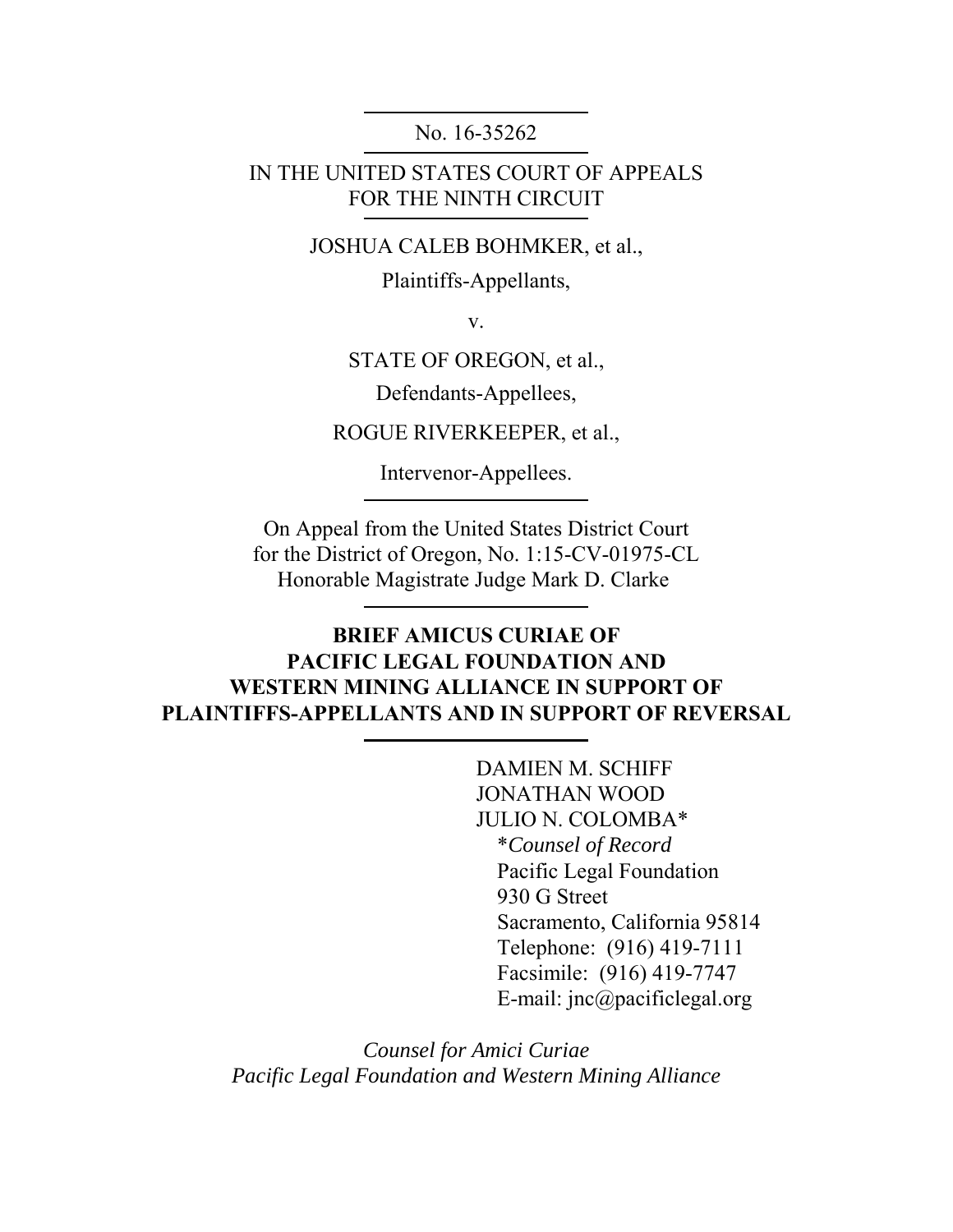No. 16-35262

IN THE UNITED STATES COURT OF APPEALS
FOR THE NINTH CIRCUIT

JOSHUA CALEB BOHMKER, et al.,

Plaintiffs-Appellants,

v.

STATE OF OREGON, et al.,

Defendants-Appellees,

ROGUE RIVERKEEPER, et al.,

Intervenor-Appellees.

On Appeal from the United States District Court
for the District of Oregon, No. 1:15-CV-01975-CL
Honorable Magistrate Judge Mark D. Clarke

**BRIEF AMICUS CURIAE OF
PACIFIC LEGAL FOUNDATION AND
WESTERN MINING ALLIANCE IN SUPPORT OF
PLAINTIFFS-APPELLANTS AND IN SUPPORT OF REVERSAL**

DAMIEN M. SCHIFF
JONATHAN WOOD
JULIO N. COLOMBA*
*\*Counsel of Record*
Pacific Legal Foundation
930 G Street
Sacramento, California 95814
Telephone: (916) 419-7111
Facsimile: (916) 419-7747
E-mail: jnc@pacificlegal.org

*Counsel for Amici Curiae
Pacific Legal Foundation and Western Mining Alliance*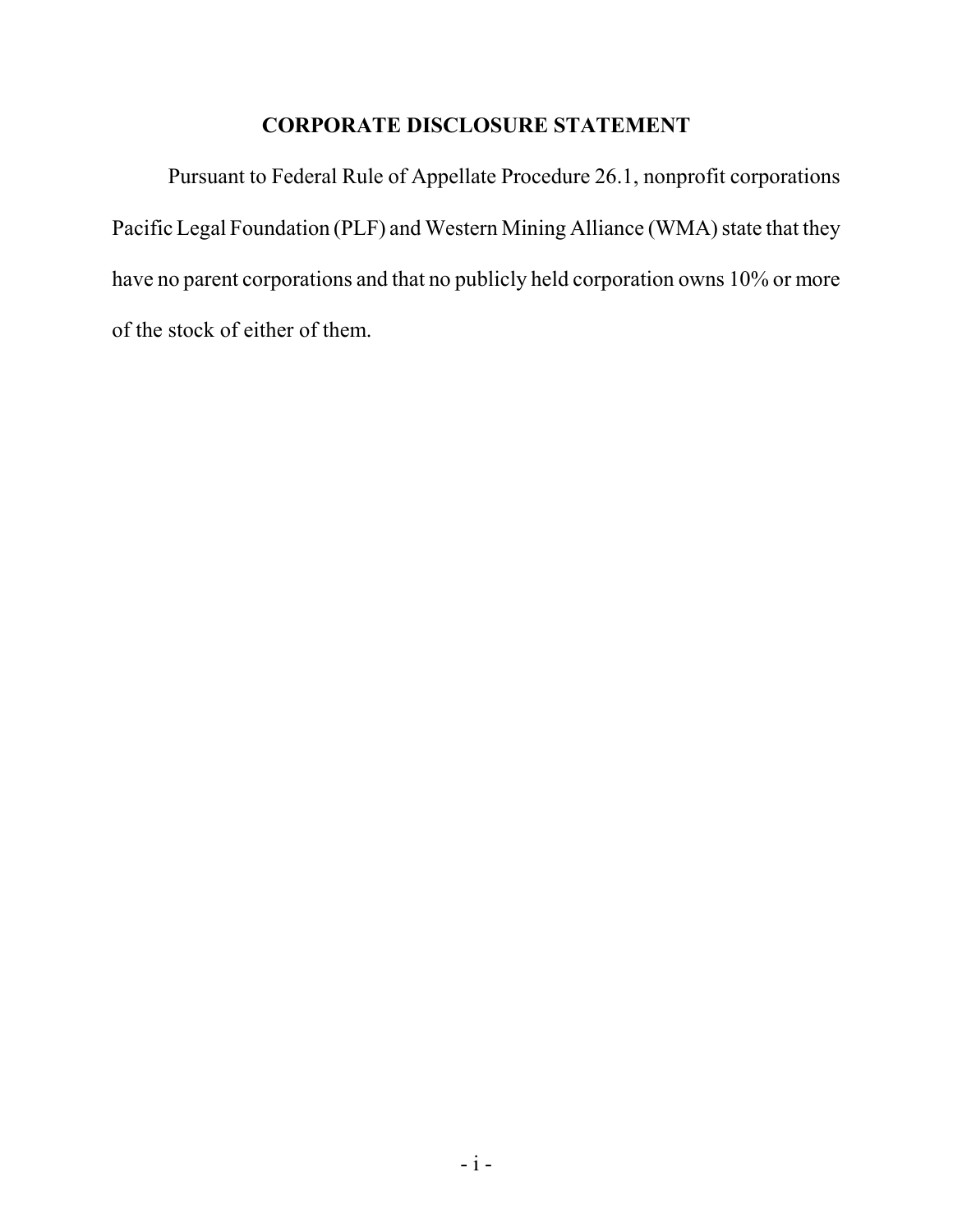## CORPORATE DISCLOSURE STATEMENT

Pursuant to Federal Rule of Appellate Procedure 26.1, nonprofit corporations Pacific Legal Foundation (PLF) and Western Mining Alliance (WMA) state that they have no parent corporations and that no publicly held corporation owns 10% or more of the stock of either of them.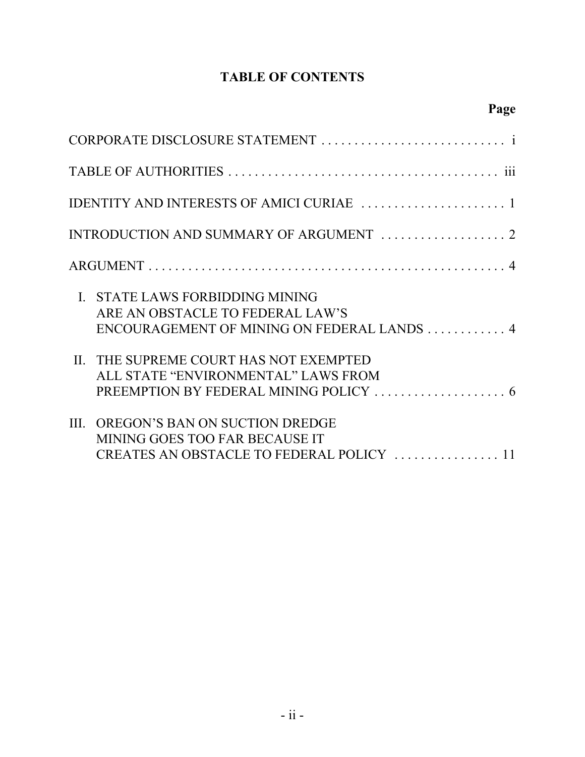# TABLE OF CONTENTS

| | Page |
|---|---|
| CORPORATE DISCLOSURE STATEMENT | i |
| TABLE OF AUTHORITIES | iii |
| IDENTITY AND INTERESTS OF AMICI CURIAE | 1 |
| INTRODUCTION AND SUMMARY OF ARGUMENT | 2 |
| ARGUMENT | 4 |
| I. STATE LAWS FORBIDDING MINING ARE AN OBSTACLE TO FEDERAL LAW'S ENCOURAGEMENT OF MINING ON FEDERAL LANDS | 4 |
| II. THE SUPREME COURT HAS NOT EXEMPTED ALL STATE "ENVIRONMENTAL" LAWS FROM PREEMPTION BY FEDERAL MINING POLICY | 6 |
| III. OREGON'S BAN ON SUCTION DREDGE MINING GOES TOO FAR BECAUSE IT CREATES AN OBSTACLE TO FEDERAL POLICY | 11 |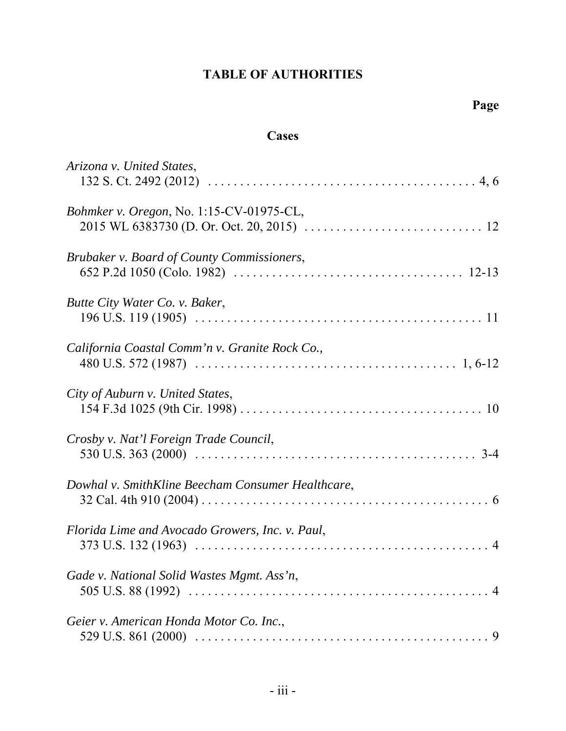# TABLE OF AUTHORITIES

**Page**

## Cases

*Arizona v. United States*,
132 S. Ct. 2492 (2012) . . . . . . . . . . . . . . . . . . . . . . . . . . . . . . . . . . . . . . . . . . 4, 6

*Bohmker v. Oregon*, No. 1:15-CV-01975-CL,
2015 WL 6383730 (D. Or. Oct. 20, 2015) . . . . . . . . . . . . . . . . . . . . . . . . . . . . 12

*Brubaker v. Board of County Commissioners*,
652 P.2d 1050 (Colo. 1982) . . . . . . . . . . . . . . . . . . . . . . . . . . . . . . . . . . . 12-13

*Butte City Water Co. v. Baker*,
196 U.S. 119 (1905) . . . . . . . . . . . . . . . . . . . . . . . . . . . . . . . . . . . . . . . . . . . . . 11

*California Coastal Comm'n v. Granite Rock Co.,*
480 U.S. 572 (1987) . . . . . . . . . . . . . . . . . . . . . . . . . . . . . . . . . . . . . . . . . 1, 6-12

*City of Auburn v. United States*,
154 F.3d 1025 (9th Cir. 1998) . . . . . . . . . . . . . . . . . . . . . . . . . . . . . . . . . . . . . . 10

*Crosby v. Nat'l Foreign Trade Council*,
530 U.S. 363 (2000) . . . . . . . . . . . . . . . . . . . . . . . . . . . . . . . . . . . . . . . . . . . . 3-4

*Dowhal v. SmithKline Beecham Consumer Healthcare*,
32 Cal. 4th 910 (2004) . . . . . . . . . . . . . . . . . . . . . . . . . . . . . . . . . . . . . . . . . . . . . 6

*Florida Lime and Avocado Growers, Inc. v. Paul*,
373 U.S. 132 (1963) . . . . . . . . . . . . . . . . . . . . . . . . . . . . . . . . . . . . . . . . . . . . . . 4

*Gade v. National Solid Wastes Mgmt. Ass'n*,
505 U.S. 88 (1992) . . . . . . . . . . . . . . . . . . . . . . . . . . . . . . . . . . . . . . . . . . . . . . . 4

*Geier v. American Honda Motor Co. Inc.*,
529 U.S. 861 (2000) . . . . . . . . . . . . . . . . . . . . . . . . . . . . . . . . . . . . . . . . . . . . . . 9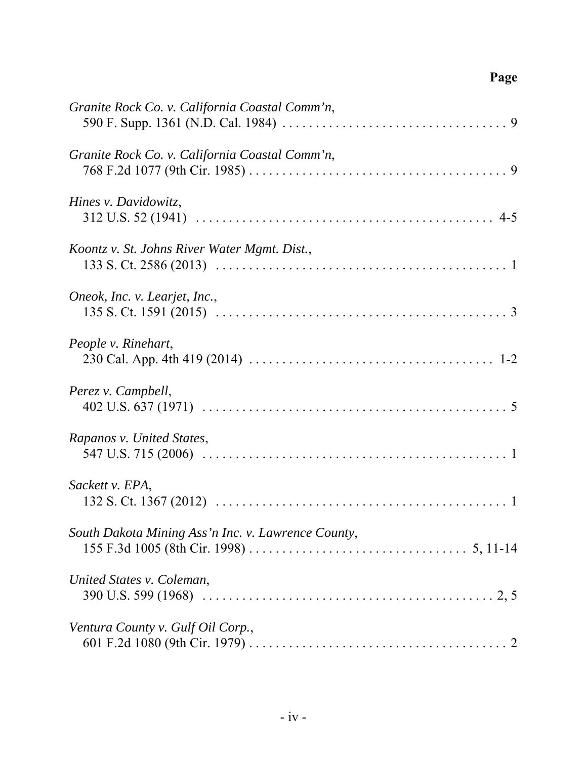**Page**

*Granite Rock Co. v. California Coastal Comm'n*,
590 F. Supp. 1361 (N.D. Cal. 1984) . . . . . . . . . . . . . . . . . . . . . . . . . . . . . . . . . 9

*Granite Rock Co. v. California Coastal Comm'n*,
768 F.2d 1077 (9th Cir. 1985) . . . . . . . . . . . . . . . . . . . . . . . . . . . . . . . . . . . . . . 9

*Hines v. Davidowitz*,
312 U.S. 52 (1941) . . . . . . . . . . . . . . . . . . . . . . . . . . . . . . . . . . . . . . . . . . . 4-5

*Koontz v. St. Johns River Water Mgmt. Dist.*,
133 S. Ct. 2586 (2013) . . . . . . . . . . . . . . . . . . . . . . . . . . . . . . . . . . . . . . . . . . 1

*Oneok, Inc. v. Learjet, Inc.*,
135 S. Ct. 1591 (2015) . . . . . . . . . . . . . . . . . . . . . . . . . . . . . . . . . . . . . . . . . . 3

*People v. Rinehart*,
230 Cal. App. 4th 419 (2014) . . . . . . . . . . . . . . . . . . . . . . . . . . . . . . . . . . . 1-2

*Perez v. Campbell*,
402 U.S. 637 (1971) . . . . . . . . . . . . . . . . . . . . . . . . . . . . . . . . . . . . . . . . . . . . 5

*Rapanos v. United States*,
547 U.S. 715 (2006) . . . . . . . . . . . . . . . . . . . . . . . . . . . . . . . . . . . . . . . . . . . . 1

*Sackett v. EPA*,
132 S. Ct. 1367 (2012) . . . . . . . . . . . . . . . . . . . . . . . . . . . . . . . . . . . . . . . . . . 1

*South Dakota Mining Ass'n Inc. v. Lawrence County*,
155 F.3d 1005 (8th Cir. 1998) . . . . . . . . . . . . . . . . . . . . . . . . . . . . . . . . 5, 11-14

*United States v. Coleman*,
390 U.S. 599 (1968) . . . . . . . . . . . . . . . . . . . . . . . . . . . . . . . . . . . . . . . . . . 2, 5

*Ventura County v. Gulf Oil Corp.*,
601 F.2d 1080 (9th Cir. 1979) . . . . . . . . . . . . . . . . . . . . . . . . . . . . . . . . . . . . . . 2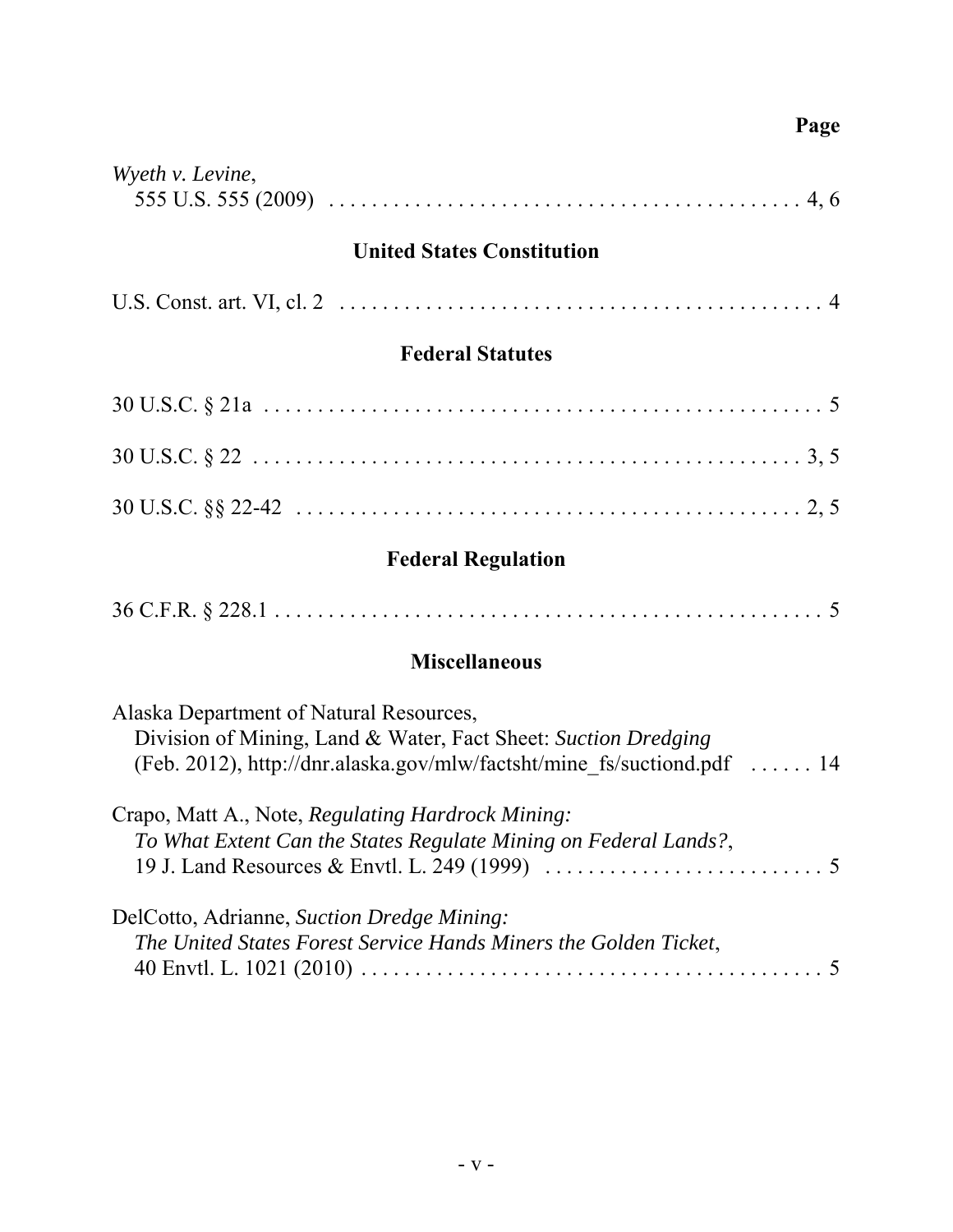Page

*Wyeth v. Levine*,
555 U.S. 555 (2009) . . . . . . . . . . . . . . . . . . . . . . . . . . . . . . . . . . . . . . . . . . . 4, 6

## United States Constitution

U.S. Const. art. VI, cl. 2 . . . . . . . . . . . . . . . . . . . . . . . . . . . . . . . . . . . . . . . . . . . 4

## Federal Statutes

30 U.S.C. § 21a . . . . . . . . . . . . . . . . . . . . . . . . . . . . . . . . . . . . . . . . . . . . . . . . . 5

30 U.S.C. § 22 . . . . . . . . . . . . . . . . . . . . . . . . . . . . . . . . . . . . . . . . . . . . . . . . 3, 5

30 U.S.C. §§ 22-42 . . . . . . . . . . . . . . . . . . . . . . . . . . . . . . . . . . . . . . . . . . . . . 2, 5

## Federal Regulation

36 C.F.R. § 228.1 . . . . . . . . . . . . . . . . . . . . . . . . . . . . . . . . . . . . . . . . . . . . . . . . 5

## Miscellaneous

Alaska Department of Natural Resources,
Division of Mining, Land & Water, Fact Sheet: *Suction Dredging*
(Feb. 2012), http://dnr.alaska.gov/mlw/factsht/mine_fs/suctiond.pdf . . . . . . 14

Crapo, Matt A., Note, *Regulating Hardrock Mining:*
*To What Extent Can the States Regulate Mining on Federal Lands?*,
19 J. Land Resources & Envtl. L. 249 (1999) . . . . . . . . . . . . . . . . . . . . . . . . . 5

DelCotto, Adrianne, *Suction Dredge Mining:*
*The United States Forest Service Hands Miners the Golden Ticket*,
40 Envtl. L. 1021 (2010) . . . . . . . . . . . . . . . . . . . . . . . . . . . . . . . . . . . . . . . . . . 5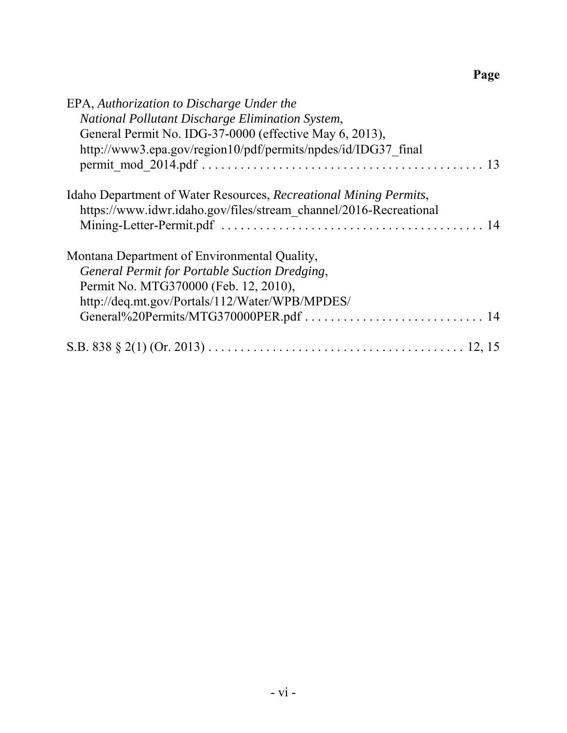**Page**

EPA, *Authorization to Discharge Under the National Pollutant Discharge Elimination System*, General Permit No. IDG-37-0000 (effective May 6, 2013), http://www3.epa.gov/region10/pdf/permits/npdes/id/IDG37_final permit_mod_2014.pdf . . . . . . . . . . . . . . . . . . . . . . . . . . . . . . . . . . . . . . . . . . 13

Idaho Department of Water Resources, *Recreational Mining Permits*, https://www.idwr.idaho.gov/files/stream_channel/2016-Recreational Mining-Letter-Permit.pdf . . . . . . . . . . . . . . . . . . . . . . . . . . . . . . . . . . . . . . . . 14

Montana Department of Environmental Quality, *General Permit for Portable Suction Dredging*, Permit No. MTG370000 (Feb. 12, 2010), http://deq.mt.gov/Portals/112/Water/WPB/MPDES/ General%20Permits/MTG370000PER.pdf . . . . . . . . . . . . . . . . . . . . . . . . . . . . 14

S.B. 838 § 2(1) (Or. 2013) . . . . . . . . . . . . . . . . . . . . . . . . . . . . . . . . . . . . . . . 12, 15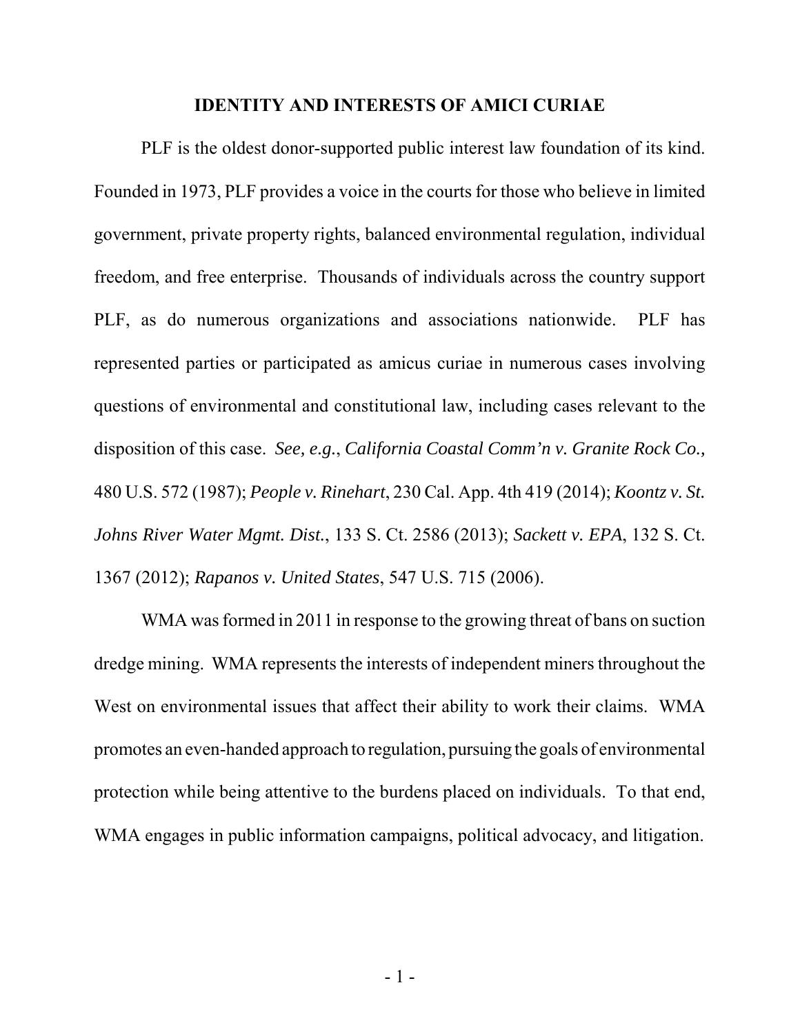## IDENTITY AND INTERESTS OF AMICI CURIAE

PLF is the oldest donor-supported public interest law foundation of its kind. Founded in 1973, PLF provides a voice in the courts for those who believe in limited government, private property rights, balanced environmental regulation, individual freedom, and free enterprise. Thousands of individuals across the country support PLF, as do numerous organizations and associations nationwide. PLF has represented parties or participated as amicus curiae in numerous cases involving questions of environmental and constitutional law, including cases relevant to the disposition of this case. *See, e.g.*, *California Coastal Comm'n v. Granite Rock Co.,* 480 U.S. 572 (1987); *People v. Rinehart*, 230 Cal. App. 4th 419 (2014); *Koontz v. St. Johns River Water Mgmt. Dist.*, 133 S. Ct. 2586 (2013); *Sackett v. EPA*, 132 S. Ct. 1367 (2012); *Rapanos v. United States*, 547 U.S. 715 (2006).

WMA was formed in 2011 in response to the growing threat of bans on suction dredge mining. WMA represents the interests of independent miners throughout the West on environmental issues that affect their ability to work their claims. WMA promotes an even-handed approach to regulation, pursuing the goals of environmental protection while being attentive to the burdens placed on individuals. To that end, WMA engages in public information campaigns, political advocacy, and litigation.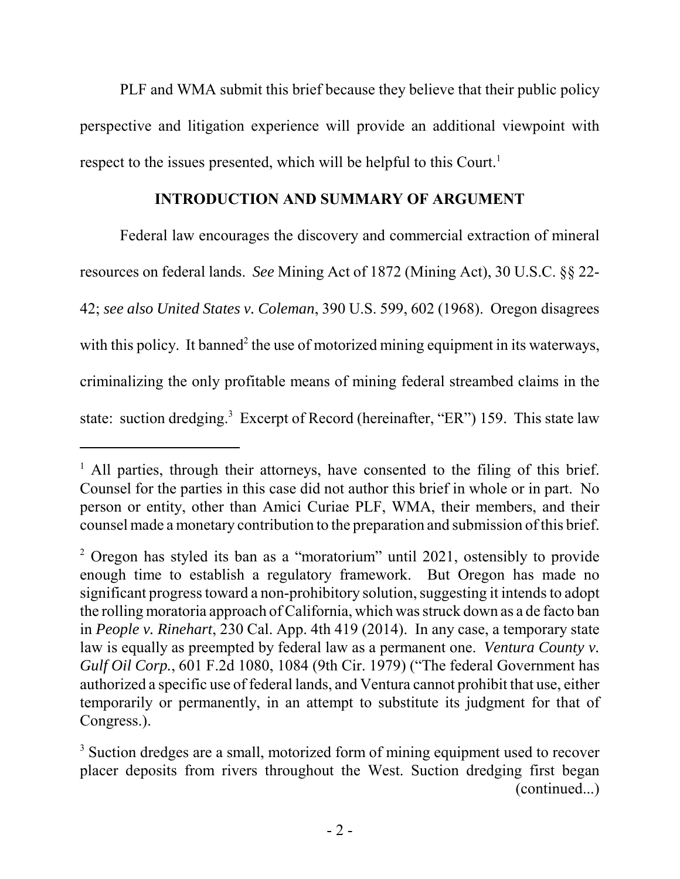PLF and WMA submit this brief because they believe that their public policy perspective and litigation experience will provide an additional viewpoint with respect to the issues presented, which will be helpful to this Court.[1]

## INTRODUCTION AND SUMMARY OF ARGUMENT

Federal law encourages the discovery and commercial extraction of mineral resources on federal lands. *See* Mining Act of 1872 (Mining Act), 30 U.S.C. §§ 22-42; *see also United States v. Coleman*, 390 U.S. 599, 602 (1968). Oregon disagrees with this policy. It banned[2] the use of motorized mining equipment in its waterways, criminalizing the only profitable means of mining federal streambed claims in the state: suction dredging.[3] Excerpt of Record (hereinafter, "ER") 159. This state law

---

[1] All parties, through their attorneys, have consented to the filing of this brief. Counsel for the parties in this case did not author this brief in whole or in part. No person or entity, other than Amici Curiae PLF, WMA, their members, and their counsel made a monetary contribution to the preparation and submission of this brief.

[2] Oregon has styled its ban as a "moratorium" until 2021, ostensibly to provide enough time to establish a regulatory framework. But Oregon has made no significant progress toward a non-prohibitory solution, suggesting it intends to adopt the rolling moratoria approach of California, which was struck down as a de facto ban in *People v. Rinehart*, 230 Cal. App. 4th 419 (2014). In any case, a temporary state law is equally as preempted by federal law as a permanent one. *Ventura County v. Gulf Oil Corp.*, 601 F.2d 1080, 1084 (9th Cir. 1979) ("The federal Government has authorized a specific use of federal lands, and Ventura cannot prohibit that use, either temporarily or permanently, in an attempt to substitute its judgment for that of Congress.).

[3] Suction dredges are a small, motorized form of mining equipment used to recover placer deposits from rivers throughout the West. Suction dredging first began (continued...)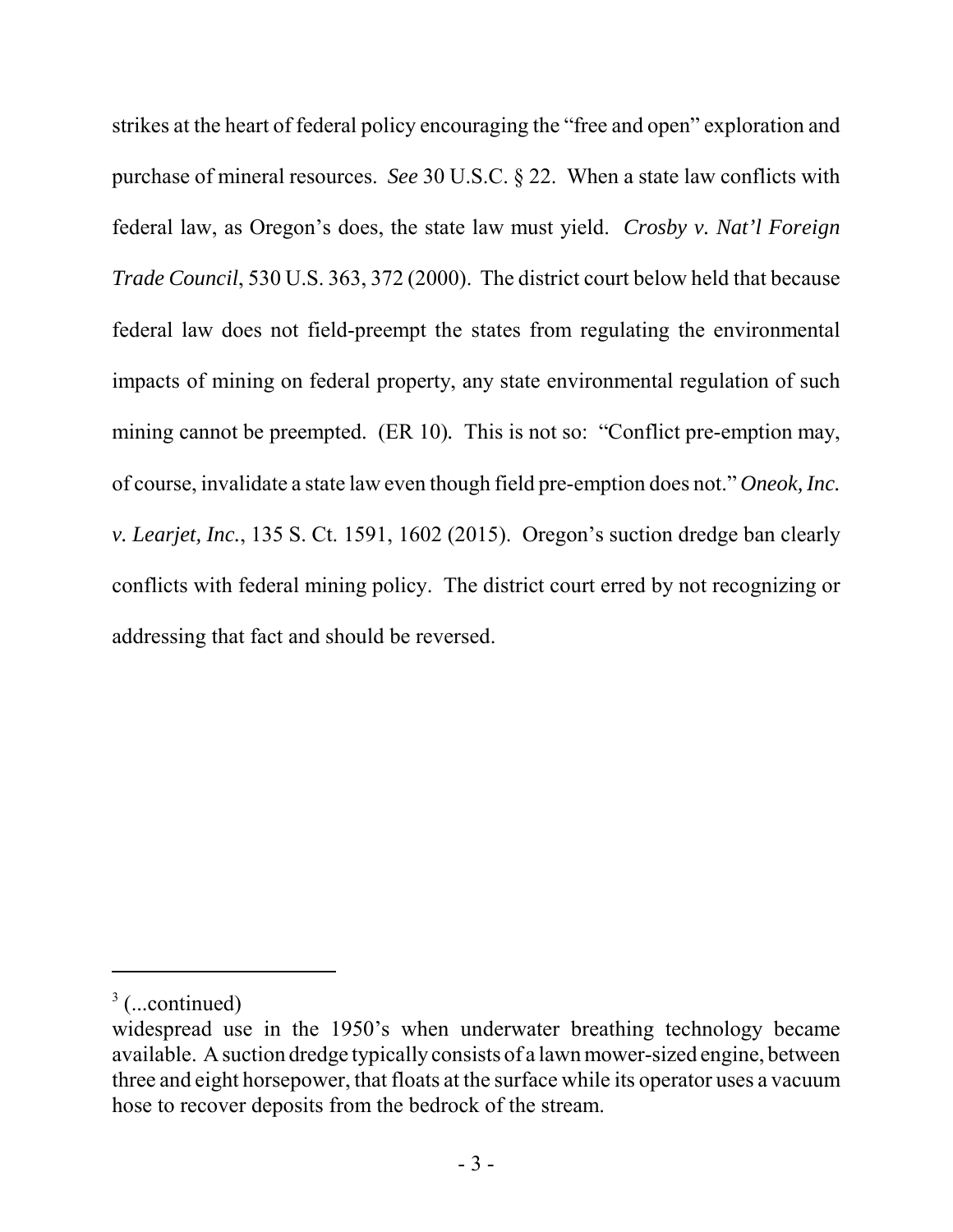strikes at the heart of federal policy encouraging the "free and open" exploration and purchase of mineral resources. *See* 30 U.S.C. § 22. When a state law conflicts with federal law, as Oregon's does, the state law must yield. *Crosby v. Nat'l Foreign Trade Council*, 530 U.S. 363, 372 (2000). The district court below held that because federal law does not field-preempt the states from regulating the environmental impacts of mining on federal property, any state environmental regulation of such mining cannot be preempted. (ER 10). This is not so: "Conflict pre-emption may, of course, invalidate a state law even though field pre-emption does not." *Oneok, Inc. v. Learjet, Inc.*, 135 S. Ct. 1591, 1602 (2015). Oregon's suction dredge ban clearly conflicts with federal mining policy. The district court erred by not recognizing or addressing that fact and should be reversed.

---

[3] (...continued)
widespread use in the 1950's when underwater breathing technology became available. A suction dredge typically consists of a lawn mower-sized engine, between three and eight horsepower, that floats at the surface while its operator uses a vacuum hose to recover deposits from the bedrock of the stream.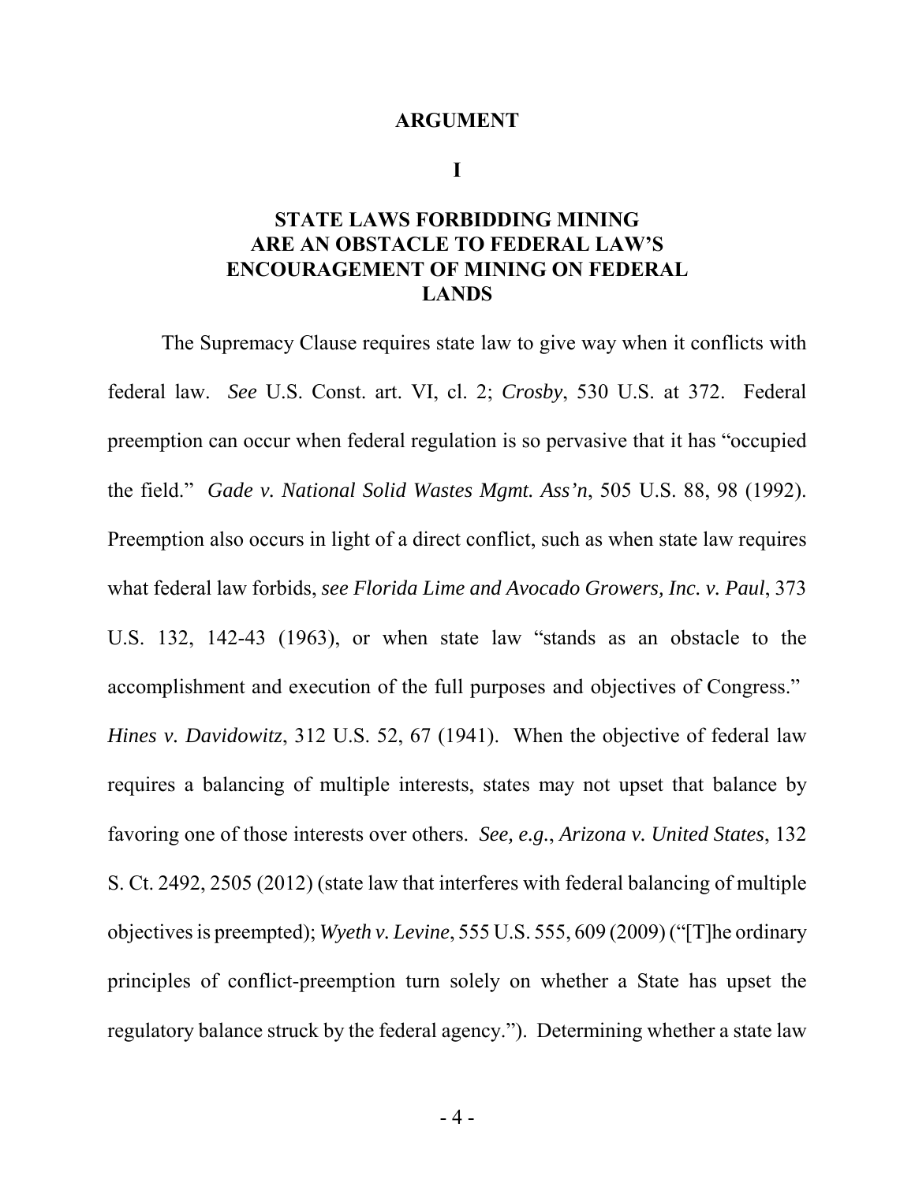## ARGUMENT

### I

### STATE LAWS FORBIDDING MINING ARE AN OBSTACLE TO FEDERAL LAW'S ENCOURAGEMENT OF MINING ON FEDERAL LANDS

The Supremacy Clause requires state law to give way when it conflicts with federal law. *See* U.S. Const. art. VI, cl. 2; *Crosby*, 530 U.S. at 372. Federal preemption can occur when federal regulation is so pervasive that it has "occupied the field." *Gade v. National Solid Wastes Mgmt. Ass'n*, 505 U.S. 88, 98 (1992). Preemption also occurs in light of a direct conflict, such as when state law requires what federal law forbids, *see Florida Lime and Avocado Growers, Inc. v. Paul*, 373 U.S. 132, 142-43 (1963), or when state law "stands as an obstacle to the accomplishment and execution of the full purposes and objectives of Congress." *Hines v. Davidowitz*, 312 U.S. 52, 67 (1941). When the objective of federal law requires a balancing of multiple interests, states may not upset that balance by favoring one of those interests over others. *See, e.g.*, *Arizona v. United States*, 132 S. Ct. 2492, 2505 (2012) (state law that interferes with federal balancing of multiple objectives is preempted); *Wyeth v. Levine*, 555 U.S. 555, 609 (2009) ("[T]he ordinary principles of conflict-preemption turn solely on whether a State has upset the regulatory balance struck by the federal agency."). Determining whether a state law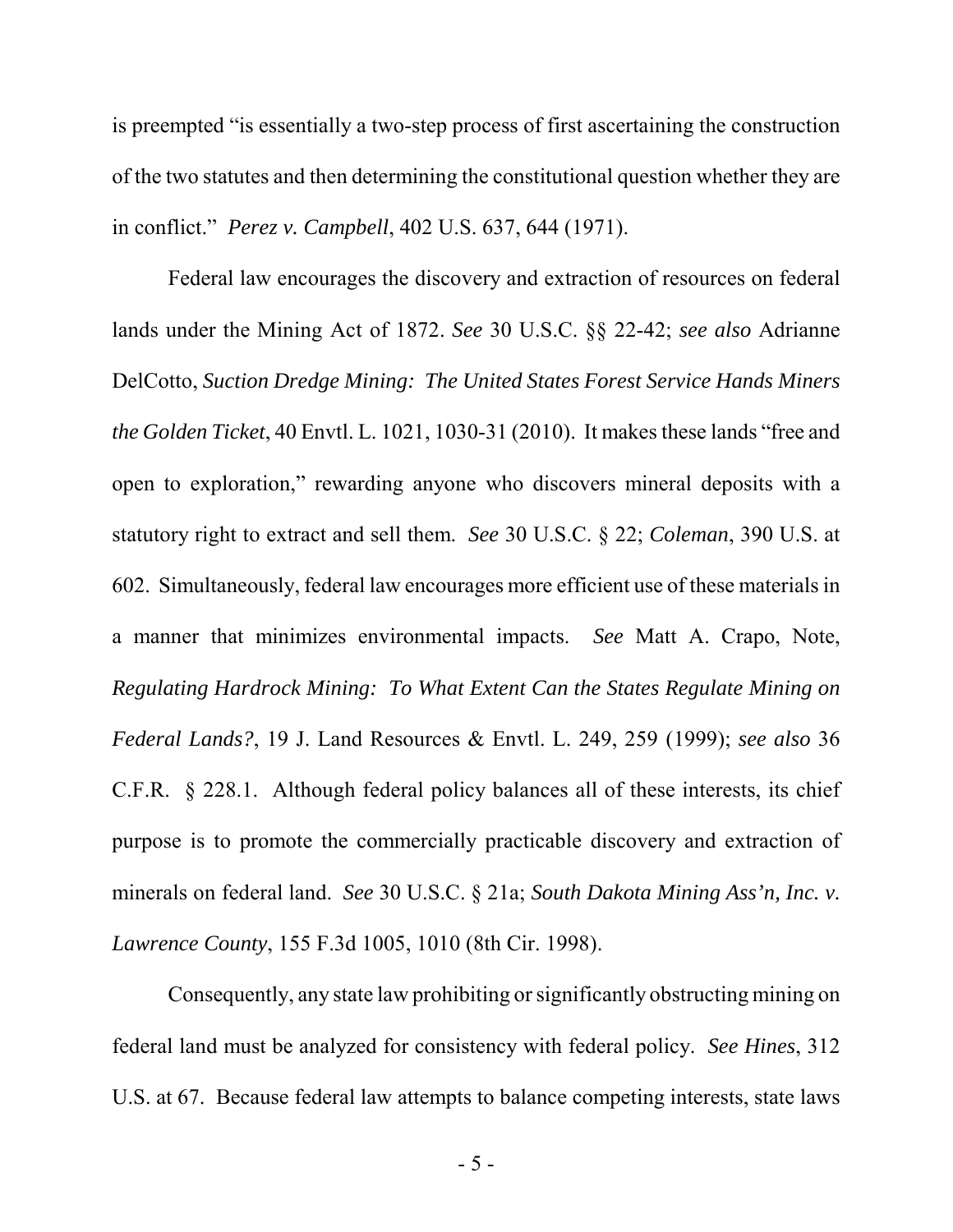is preempted "is essentially a two-step process of first ascertaining the construction of the two statutes and then determining the constitutional question whether they are in conflict." *Perez v. Campbell*, 402 U.S. 637, 644 (1971).

Federal law encourages the discovery and extraction of resources on federal lands under the Mining Act of 1872. *See* 30 U.S.C. §§ 22-42; *see also* Adrianne DelCotto, *Suction Dredge Mining: The United States Forest Service Hands Miners the Golden Ticket*, 40 Envtl. L. 1021, 1030-31 (2010). It makes these lands "free and open to exploration," rewarding anyone who discovers mineral deposits with a statutory right to extract and sell them. *See* 30 U.S.C. § 22; *Coleman*, 390 U.S. at 602. Simultaneously, federal law encourages more efficient use of these materials in a manner that minimizes environmental impacts. *See* Matt A. Crapo, Note, *Regulating Hardrock Mining: To What Extent Can the States Regulate Mining on Federal Lands?*, 19 J. Land Resources & Envtl. L. 249, 259 (1999); *see also* 36 C.F.R. § 228.1. Although federal policy balances all of these interests, its chief purpose is to promote the commercially practicable discovery and extraction of minerals on federal land. *See* 30 U.S.C. § 21a; *South Dakota Mining Ass'n, Inc. v. Lawrence County*, 155 F.3d 1005, 1010 (8th Cir. 1998).

Consequently, any state law prohibiting or significantly obstructing mining on federal land must be analyzed for consistency with federal policy. *See Hines*, 312 U.S. at 67. Because federal law attempts to balance competing interests, state laws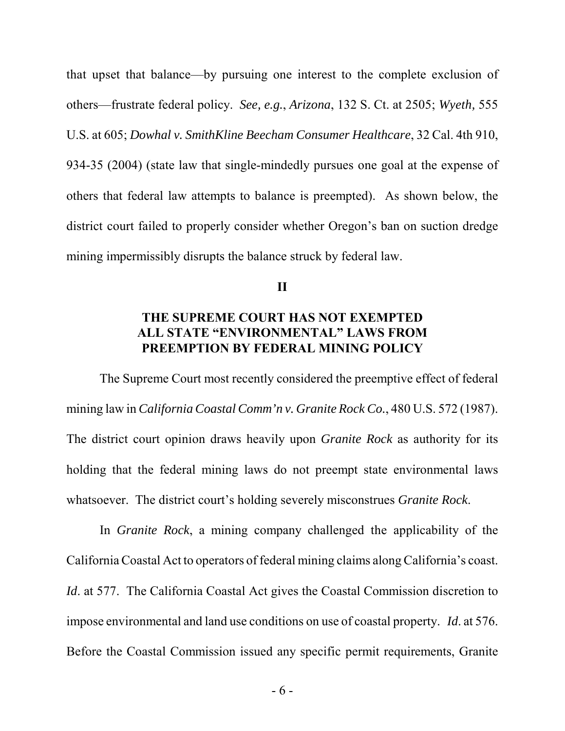that upset that balance—by pursuing one interest to the complete exclusion of others—frustrate federal policy. *See, e.g.*, *Arizona*, 132 S. Ct. at 2505; *Wyeth,* 555 U.S. at 605; *Dowhal v. SmithKline Beecham Consumer Healthcare*, 32 Cal. 4th 910, 934-35 (2004) (state law that single-mindedly pursues one goal at the expense of others that federal law attempts to balance is preempted). As shown below, the district court failed to properly consider whether Oregon's ban on suction dredge mining impermissibly disrupts the balance struck by federal law.

## II

## THE SUPREME COURT HAS NOT EXEMPTED ALL STATE "ENVIRONMENTAL" LAWS FROM PREEMPTION BY FEDERAL MINING POLICY

The Supreme Court most recently considered the preemptive effect of federal mining law in *California Coastal Comm'n v. Granite Rock Co.*, 480 U.S. 572 (1987). The district court opinion draws heavily upon *Granite Rock* as authority for its holding that the federal mining laws do not preempt state environmental laws whatsoever. The district court's holding severely misconstrues *Granite Rock*.

In *Granite Rock*, a mining company challenged the applicability of the California Coastal Act to operators of federal mining claims along California's coast. *Id*. at 577. The California Coastal Act gives the Coastal Commission discretion to impose environmental and land use conditions on use of coastal property. *Id*. at 576. Before the Coastal Commission issued any specific permit requirements, Granite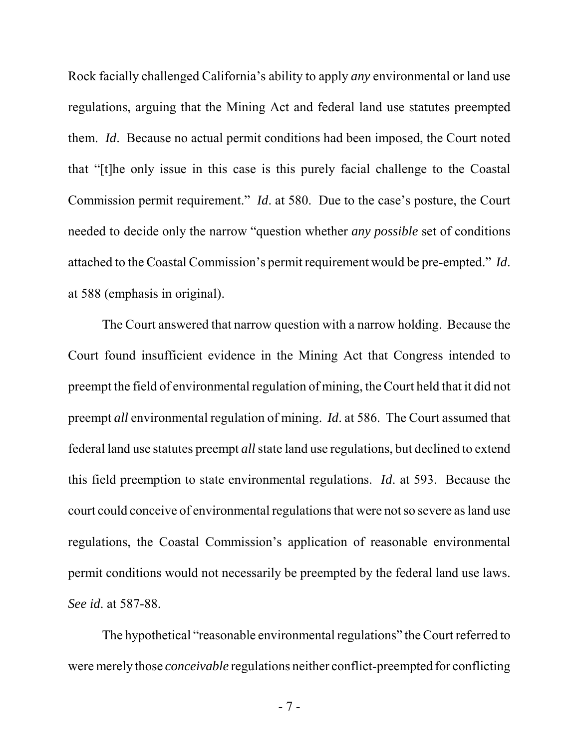Rock facially challenged California's ability to apply *any* environmental or land use regulations, arguing that the Mining Act and federal land use statutes preempted them. *Id*. Because no actual permit conditions had been imposed, the Court noted that "[t]he only issue in this case is this purely facial challenge to the Coastal Commission permit requirement." *Id*. at 580. Due to the case's posture, the Court needed to decide only the narrow "question whether *any possible* set of conditions attached to the Coastal Commission's permit requirement would be pre-empted." *Id*. at 588 (emphasis in original).

The Court answered that narrow question with a narrow holding. Because the Court found insufficient evidence in the Mining Act that Congress intended to preempt the field of environmental regulation of mining, the Court held that it did not preempt *all* environmental regulation of mining. *Id*. at 586. The Court assumed that federal land use statutes preempt *all* state land use regulations, but declined to extend this field preemption to state environmental regulations. *Id*. at 593. Because the court could conceive of environmental regulations that were not so severe as land use regulations, the Coastal Commission's application of reasonable environmental permit conditions would not necessarily be preempted by the federal land use laws. *See id*. at 587-88.

The hypothetical "reasonable environmental regulations" the Court referred to were merely those *conceivable* regulations neither conflict-preempted for conflicting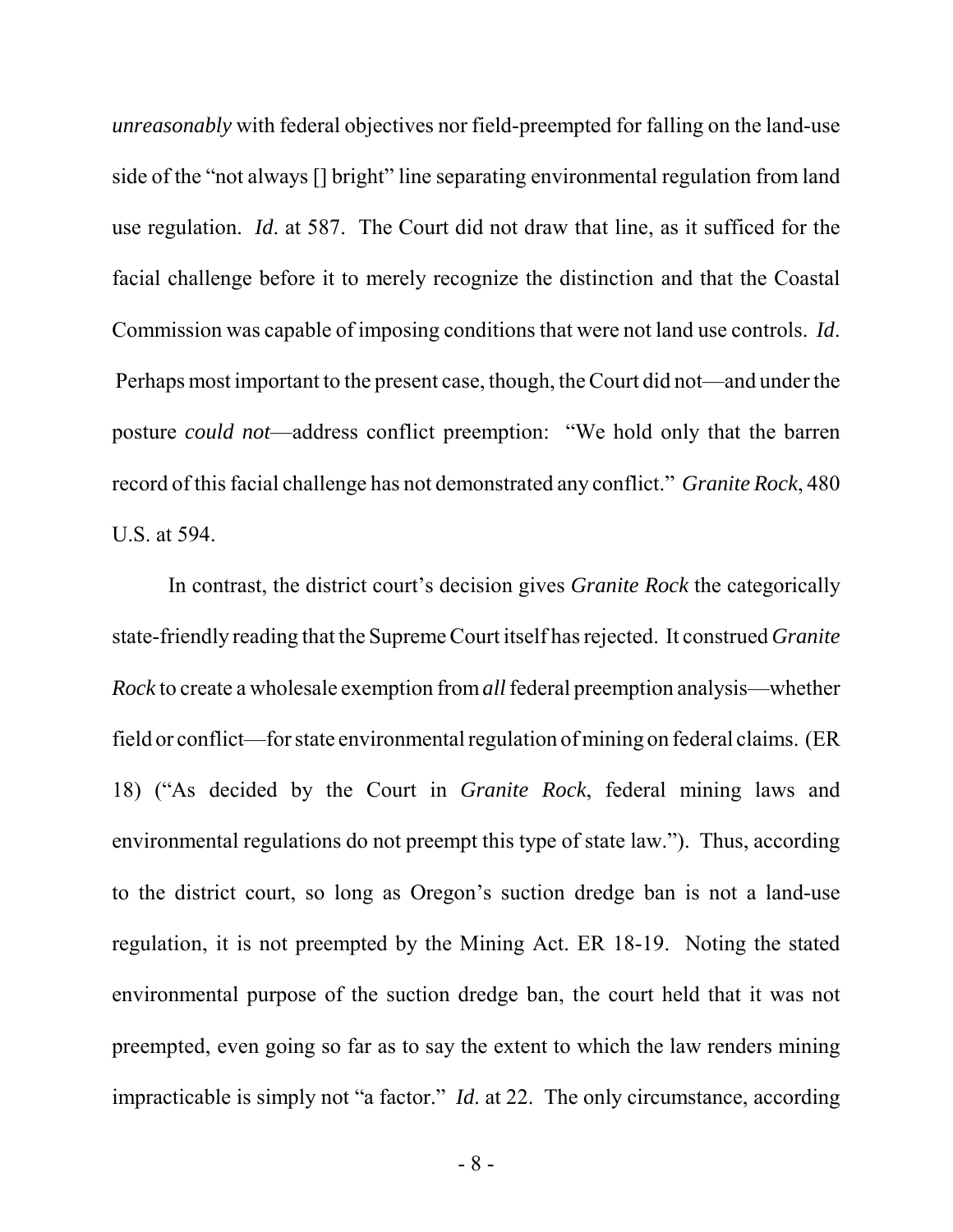*unreasonably* with federal objectives nor field-preempted for falling on the land-use side of the "not always [] bright" line separating environmental regulation from land use regulation. *Id*. at 587. The Court did not draw that line, as it sufficed for the facial challenge before it to merely recognize the distinction and that the Coastal Commission was capable of imposing conditions that were not land use controls. *Id*. Perhaps most important to the present case, though, the Court did not—and under the posture *could not*—address conflict preemption: "We hold only that the barren record of this facial challenge has not demonstrated any conflict." *Granite Rock*, 480 U.S. at 594.

In contrast, the district court's decision gives *Granite Rock* the categorically state-friendly reading that the Supreme Court itself has rejected. It construed *Granite Rock* to create a wholesale exemption from *all* federal preemption analysis—whether field or conflict—for state environmental regulation of mining on federal claims. (ER 18) ("As decided by the Court in *Granite Rock*, federal mining laws and environmental regulations do not preempt this type of state law."). Thus, according to the district court, so long as Oregon's suction dredge ban is not a land-use regulation, it is not preempted by the Mining Act. ER 18-19. Noting the stated environmental purpose of the suction dredge ban, the court held that it was not preempted, even going so far as to say the extent to which the law renders mining impracticable is simply not "a factor." *Id*. at 22. The only circumstance, according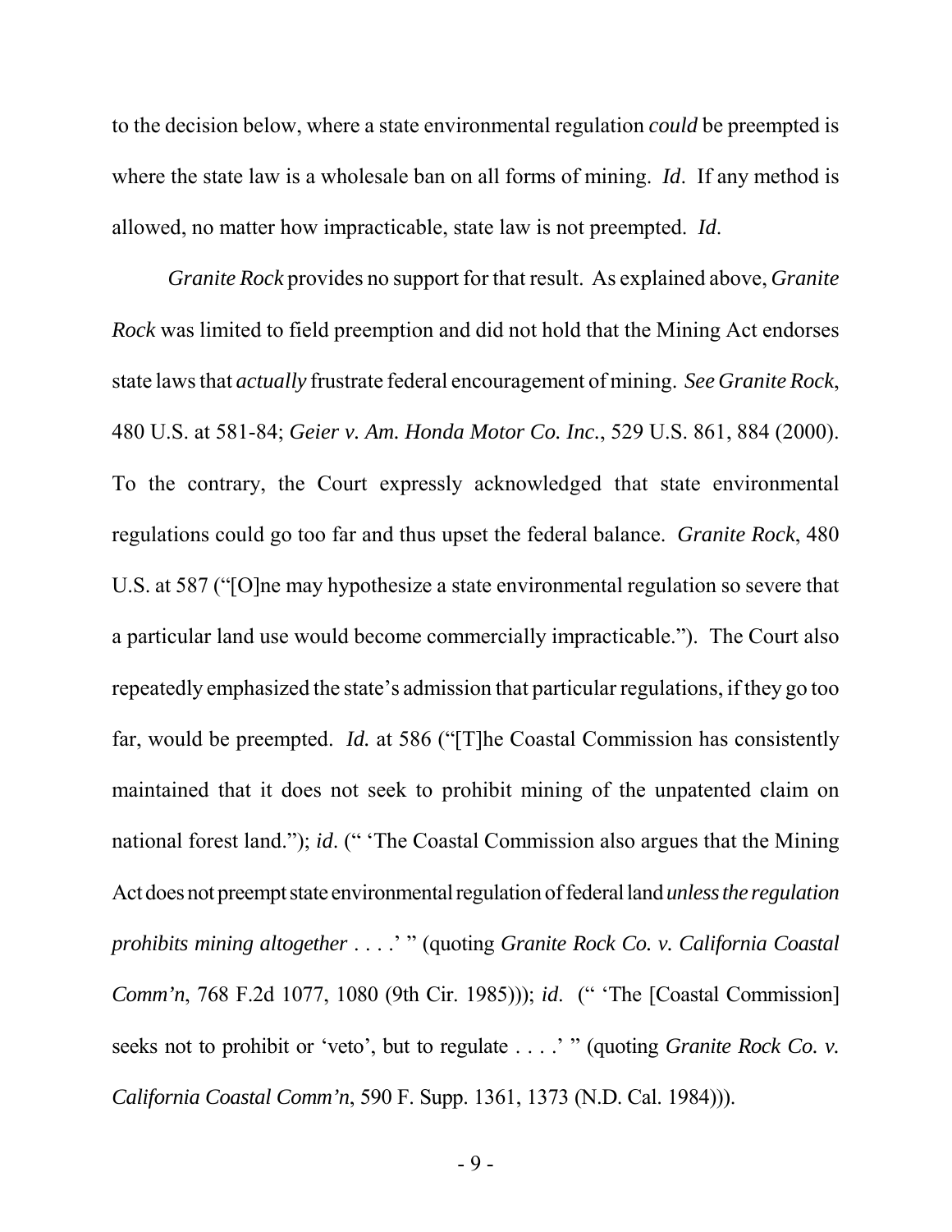to the decision below, where a state environmental regulation *could* be preempted is where the state law is a wholesale ban on all forms of mining. *Id*. If any method is allowed, no matter how impracticable, state law is not preempted. *Id*.

*Granite Rock* provides no support for that result. As explained above, *Granite Rock* was limited to field preemption and did not hold that the Mining Act endorses state laws that *actually* frustrate federal encouragement of mining. *See Granite Rock*, 480 U.S. at 581-84; *Geier v. Am. Honda Motor Co. Inc.*, 529 U.S. 861, 884 (2000). To the contrary, the Court expressly acknowledged that state environmental regulations could go too far and thus upset the federal balance. *Granite Rock*, 480 U.S. at 587 ("[O]ne may hypothesize a state environmental regulation so severe that a particular land use would become commercially impracticable."). The Court also repeatedly emphasized the state's admission that particular regulations, if they go too far, would be preempted. *Id.* at 586 ("[T]he Coastal Commission has consistently maintained that it does not seek to prohibit mining of the unpatented claim on national forest land."); *id*. (" 'The Coastal Commission also argues that the Mining Act does not preempt state environmental regulation of federal land *unless the regulation prohibits mining altogether* . . . .' " (quoting *Granite Rock Co. v. California Coastal Comm'n*, 768 F.2d 1077, 1080 (9th Cir. 1985))); *id*. (" 'The [Coastal Commission] seeks not to prohibit or 'veto', but to regulate . . . .' " (quoting *Granite Rock Co. v. California Coastal Comm'n*, 590 F. Supp. 1361, 1373 (N.D. Cal. 1984))).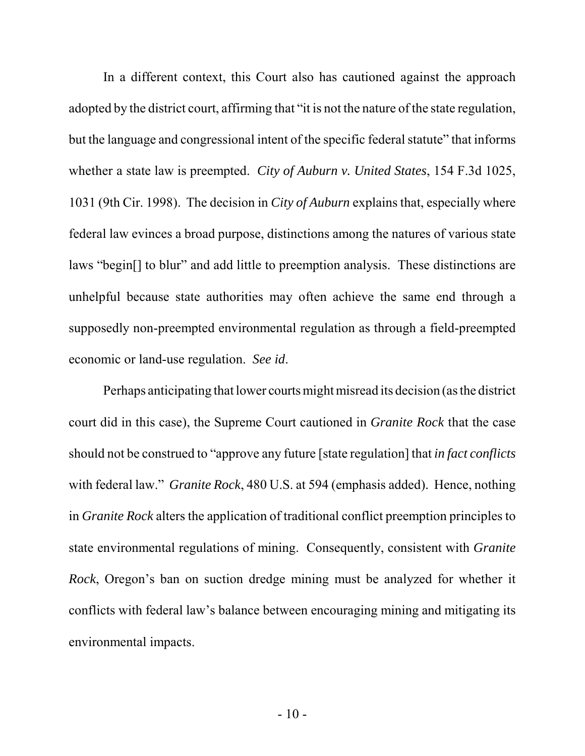In a different context, this Court also has cautioned against the approach adopted by the district court, affirming that "it is not the nature of the state regulation, but the language and congressional intent of the specific federal statute" that informs whether a state law is preempted. *City of Auburn v. United States*, 154 F.3d 1025, 1031 (9th Cir. 1998). The decision in *City of Auburn* explains that, especially where federal law evinces a broad purpose, distinctions among the natures of various state laws "begin[] to blur" and add little to preemption analysis. These distinctions are unhelpful because state authorities may often achieve the same end through a supposedly non-preempted environmental regulation as through a field-preempted economic or land-use regulation. *See id*.

Perhaps anticipating that lower courts might misread its decision (as the district court did in this case), the Supreme Court cautioned in *Granite Rock* that the case should not be construed to "approve any future [state regulation] that *in fact conflicts* with federal law." *Granite Rock*, 480 U.S. at 594 (emphasis added). Hence, nothing in *Granite Rock* alters the application of traditional conflict preemption principles to state environmental regulations of mining. Consequently, consistent with *Granite Rock*, Oregon's ban on suction dredge mining must be analyzed for whether it conflicts with federal law's balance between encouraging mining and mitigating its environmental impacts.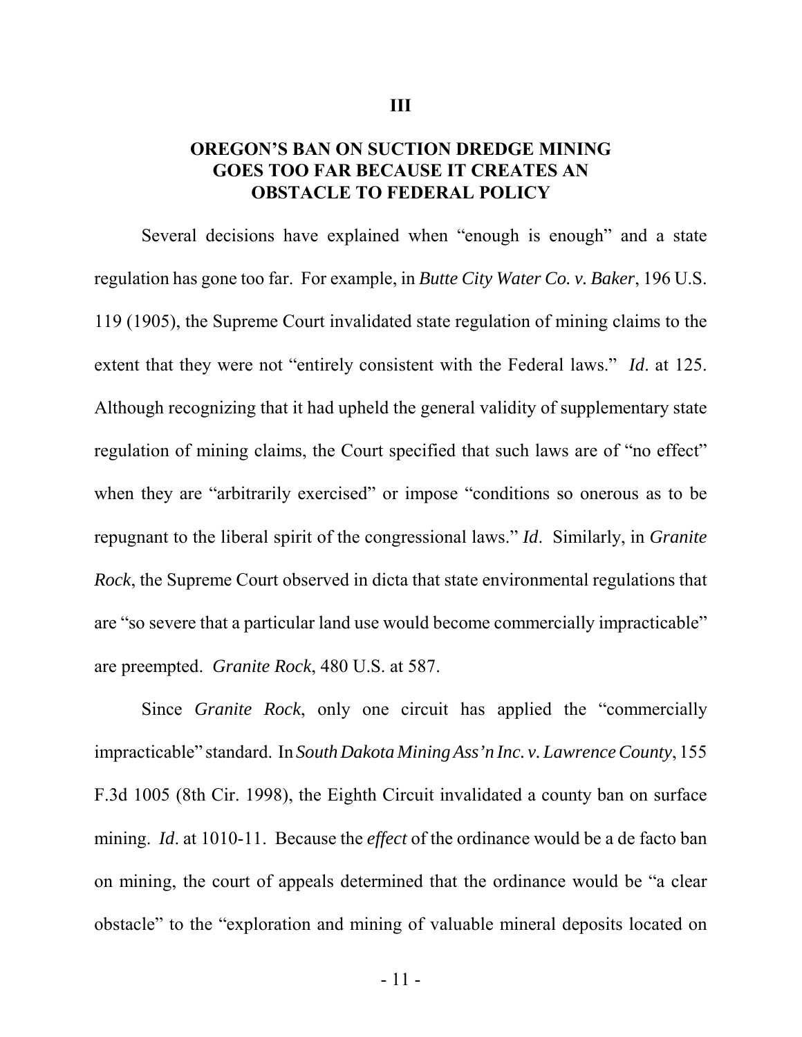## III

## OREGON'S BAN ON SUCTION DREDGE MINING GOES TOO FAR BECAUSE IT CREATES AN OBSTACLE TO FEDERAL POLICY

Several decisions have explained when "enough is enough" and a state regulation has gone too far. For example, in *Butte City Water Co. v. Baker*, 196 U.S. 119 (1905), the Supreme Court invalidated state regulation of mining claims to the extent that they were not "entirely consistent with the Federal laws." *Id*. at 125. Although recognizing that it had upheld the general validity of supplementary state regulation of mining claims, the Court specified that such laws are of "no effect" when they are "arbitrarily exercised" or impose "conditions so onerous as to be repugnant to the liberal spirit of the congressional laws." *Id*. Similarly, in *Granite Rock*, the Supreme Court observed in dicta that state environmental regulations that are "so severe that a particular land use would become commercially impracticable" are preempted. *Granite Rock*, 480 U.S. at 587.

Since *Granite Rock*, only one circuit has applied the "commercially impracticable" standard. In *South Dakota Mining Ass'n Inc. v. Lawrence County*, 155 F.3d 1005 (8th Cir. 1998), the Eighth Circuit invalidated a county ban on surface mining. *Id*. at 1010-11. Because the *effect* of the ordinance would be a de facto ban on mining, the court of appeals determined that the ordinance would be "a clear obstacle" to the "exploration and mining of valuable mineral deposits located on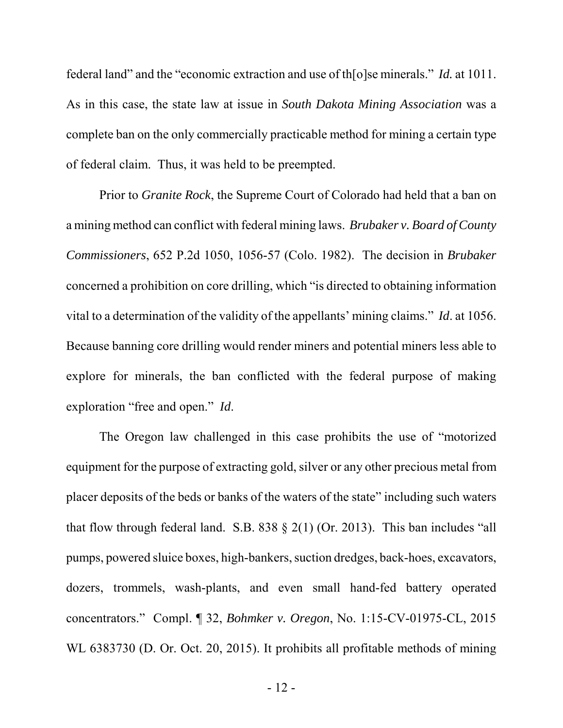federal land" and the "economic extraction and use of th[o]se minerals." *Id.* at 1011. As in this case, the state law at issue in *South Dakota Mining Association* was a complete ban on the only commercially practicable method for mining a certain type of federal claim. Thus, it was held to be preempted.

Prior to *Granite Rock*, the Supreme Court of Colorado had held that a ban on a mining method can conflict with federal mining laws. *Brubaker v. Board of County Commissioners*, 652 P.2d 1050, 1056-57 (Colo. 1982). The decision in *Brubaker* concerned a prohibition on core drilling, which "is directed to obtaining information vital to a determination of the validity of the appellants' mining claims." *Id*. at 1056. Because banning core drilling would render miners and potential miners less able to explore for minerals, the ban conflicted with the federal purpose of making exploration "free and open." *Id*.

The Oregon law challenged in this case prohibits the use of "motorized equipment for the purpose of extracting gold, silver or any other precious metal from placer deposits of the beds or banks of the waters of the state" including such waters that flow through federal land. S.B. 838 § 2(1) (Or. 2013). This ban includes "all pumps, powered sluice boxes, high-bankers, suction dredges, back-hoes, excavators, dozers, trommels, wash-plants, and even small hand-fed battery operated concentrators." Compl. ¶ 32, *Bohmker v. Oregon*, No. 1:15-CV-01975-CL, 2015 WL 6383730 (D. Or. Oct. 20, 2015). It prohibits all profitable methods of mining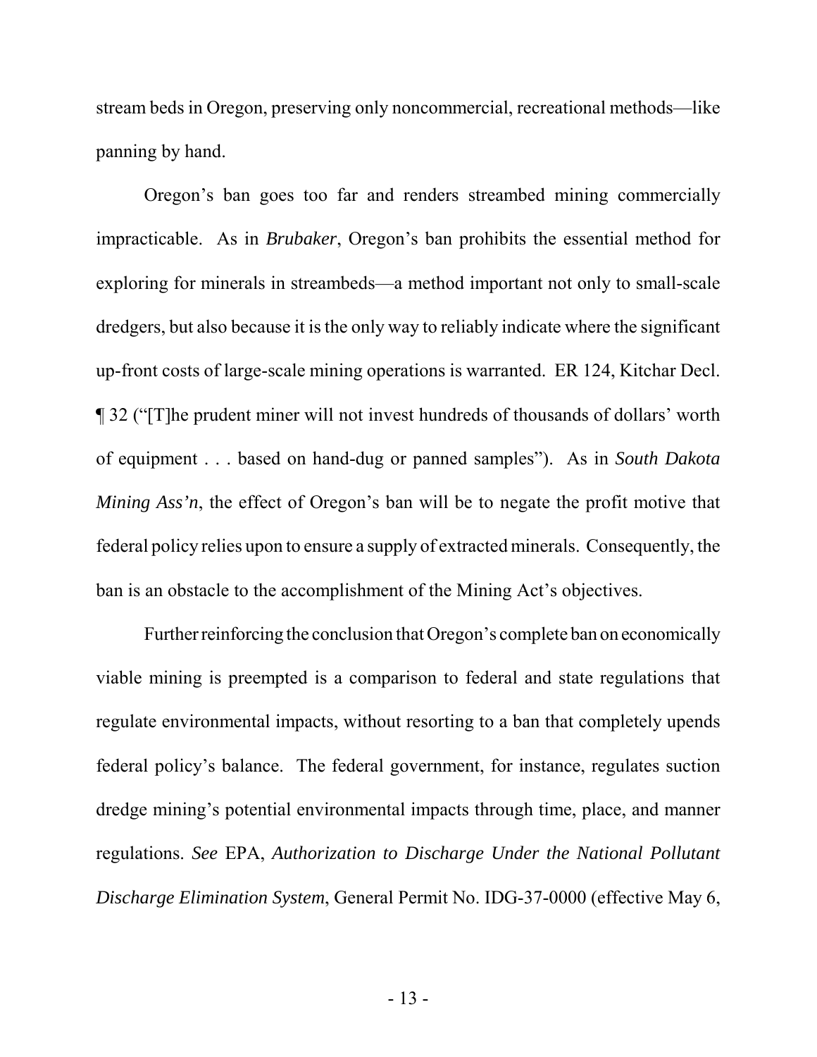stream beds in Oregon, preserving only noncommercial, recreational methods—like panning by hand.

Oregon's ban goes too far and renders streambed mining commercially impracticable. As in *Brubaker*, Oregon's ban prohibits the essential method for exploring for minerals in streambeds—a method important not only to small-scale dredgers, but also because it is the only way to reliably indicate where the significant up-front costs of large-scale mining operations is warranted. ER 124, Kitchar Decl. ¶ 32 ("[T]he prudent miner will not invest hundreds of thousands of dollars' worth of equipment . . . based on hand-dug or panned samples"). As in *South Dakota Mining Ass'n*, the effect of Oregon's ban will be to negate the profit motive that federal policy relies upon to ensure a supply of extracted minerals. Consequently, the ban is an obstacle to the accomplishment of the Mining Act's objectives.

Further reinforcing the conclusion that Oregon's complete ban on economically viable mining is preempted is a comparison to federal and state regulations that regulate environmental impacts, without resorting to a ban that completely upends federal policy's balance. The federal government, for instance, regulates suction dredge mining's potential environmental impacts through time, place, and manner regulations. *See* EPA, *Authorization to Discharge Under the National Pollutant Discharge Elimination System*, General Permit No. IDG-37-0000 (effective May 6,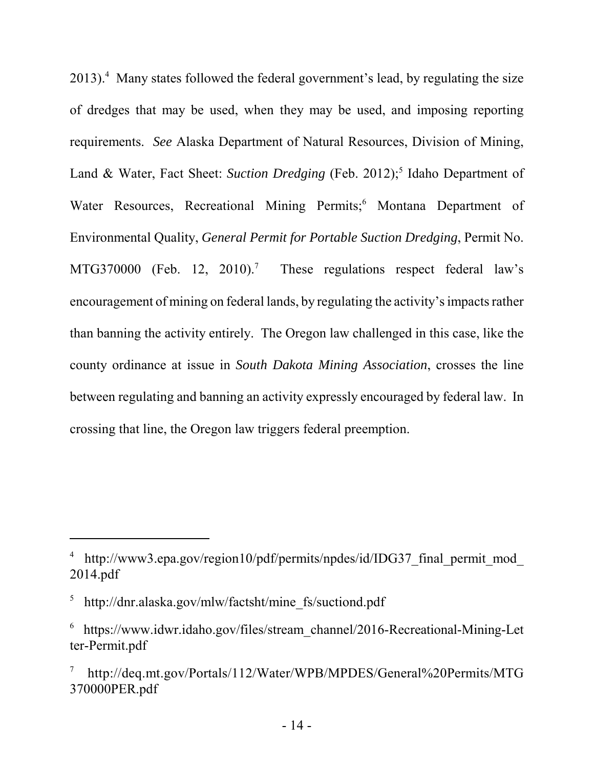2013).[4] Many states followed the federal government's lead, by regulating the size of dredges that may be used, when they may be used, and imposing reporting requirements. *See* Alaska Department of Natural Resources, Division of Mining, Land & Water, Fact Sheet: *Suction Dredging* (Feb. 2012);[5] Idaho Department of Water Resources, Recreational Mining Permits;[6] Montana Department of Environmental Quality, *General Permit for Portable Suction Dredging*, Permit No. MTG370000 (Feb. 12, 2010).[7] These regulations respect federal law's encouragement of mining on federal lands, by regulating the activity's impacts rather than banning the activity entirely. The Oregon law challenged in this case, like the county ordinance at issue in *South Dakota Mining Association*, crosses the line between regulating and banning an activity expressly encouraged by federal law. In crossing that line, the Oregon law triggers federal preemption.

---

[4] http://www3.epa.gov/region10/pdf/permits/npdes/id/IDG37_final_permit_mod_2014.pdf

[5] http://dnr.alaska.gov/mlw/factsht/mine_fs/suctiond.pdf

[6] https://www.idwr.idaho.gov/files/stream_channel/2016-Recreational-Mining-Letter-Permit.pdf

[7] http://deq.mt.gov/Portals/112/Water/WPB/MPDES/General%20Permits/MTG370000PER.pdf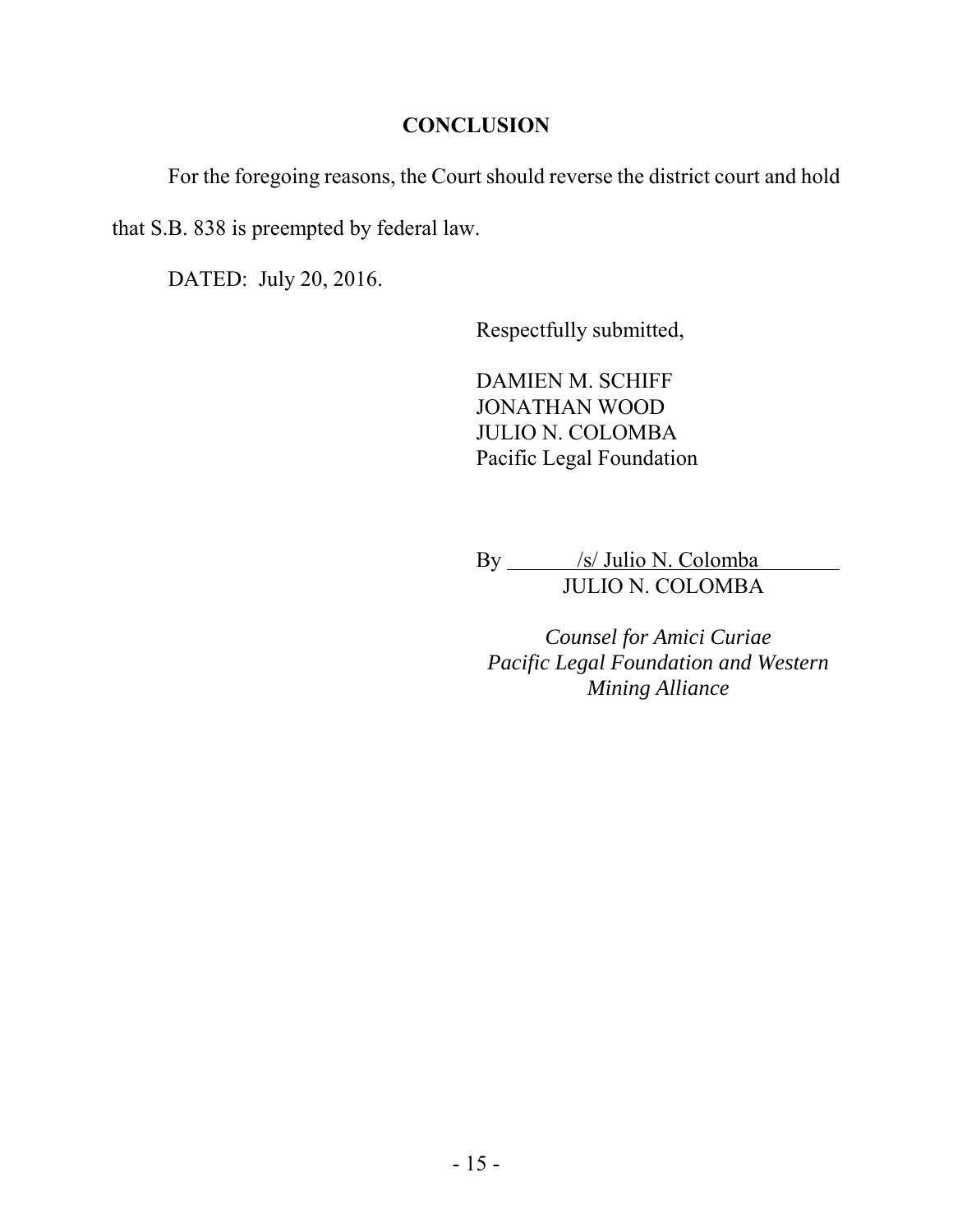## CONCLUSION

For the foregoing reasons, the Court should reverse the district court and hold that S.B. 838 is preempted by federal law.

DATED: July 20, 2016.

Respectfully submitted,

DAMIEN M. SCHIFF
JONATHAN WOOD
JULIO N. COLOMBA
Pacific Legal Foundation

By /s/ Julio N. Colomba
JULIO N. COLOMBA

*Counsel for Amici Curiae Pacific Legal Foundation and Western Mining Alliance*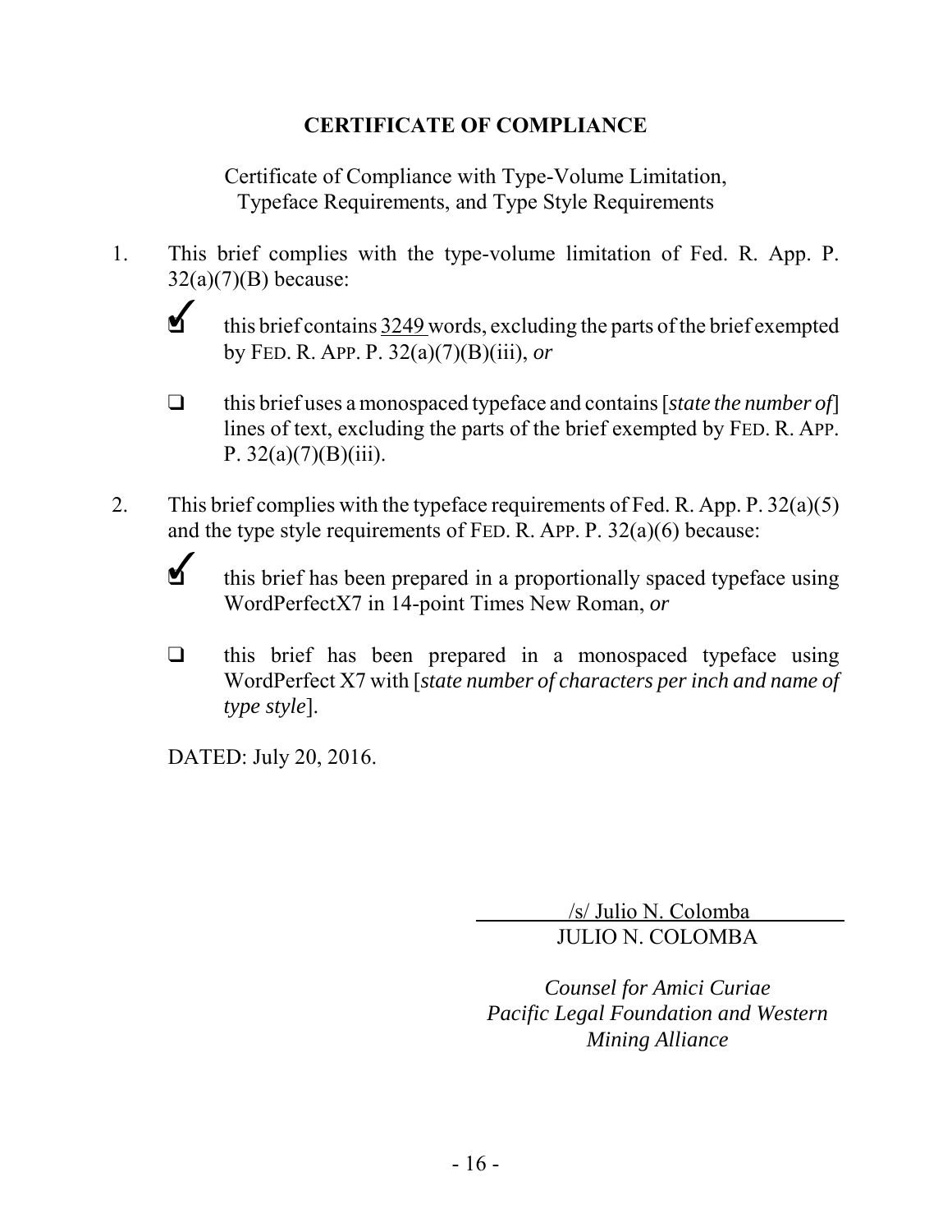## CERTIFICATE OF COMPLIANCE

Certificate of Compliance with Type-Volume Limitation, Typeface Requirements, and Type Style Requirements

1. This brief complies with the type-volume limitation of Fed. R. App. P. 32(a)(7)(B) because:

   ☑ this brief contains 3249 words, excluding the parts of the brief exempted by FED. R. APP. P. 32(a)(7)(B)(iii), *or*

   ☐ this brief uses a monospaced typeface and contains [*state the number of*] lines of text, excluding the parts of the brief exempted by FED. R. APP. P. 32(a)(7)(B)(iii).

2. This brief complies with the typeface requirements of Fed. R. App. P. 32(a)(5) and the type style requirements of FED. R. APP. P. 32(a)(6) because:

   ☑ this brief has been prepared in a proportionally spaced typeface using WordPerfectX7 in 14-point Times New Roman, *or*

   ☐ this brief has been prepared in a monospaced typeface using WordPerfect X7 with [*state number of characters per inch and name of type style*].

DATED: July 20, 2016.

/s/ Julio N. Colomba
JULIO N. COLOMBA

*Counsel for Amici Curiae*
*Pacific Legal Foundation and Western Mining Alliance*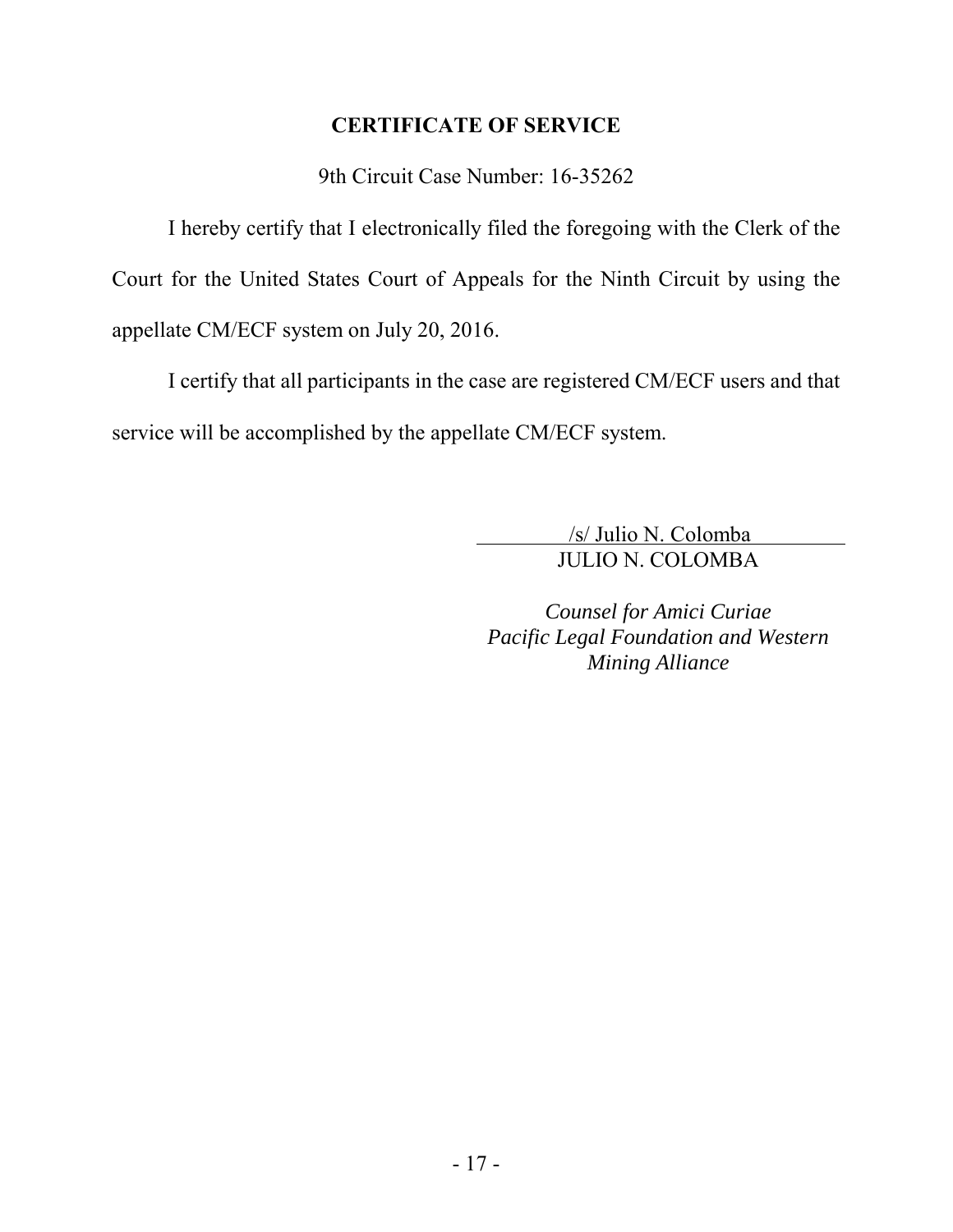## CERTIFICATE OF SERVICE

9th Circuit Case Number: 16-35262

I hereby certify that I electronically filed the foregoing with the Clerk of the Court for the United States Court of Appeals for the Ninth Circuit by using the appellate CM/ECF system on July 20, 2016.

I certify that all participants in the case are registered CM/ECF users and that service will be accomplished by the appellate CM/ECF system.

/s/ Julio N. Colomba
JULIO N. COLOMBA

*Counsel for Amici Curiae*
*Pacific Legal Foundation and Western Mining Alliance*